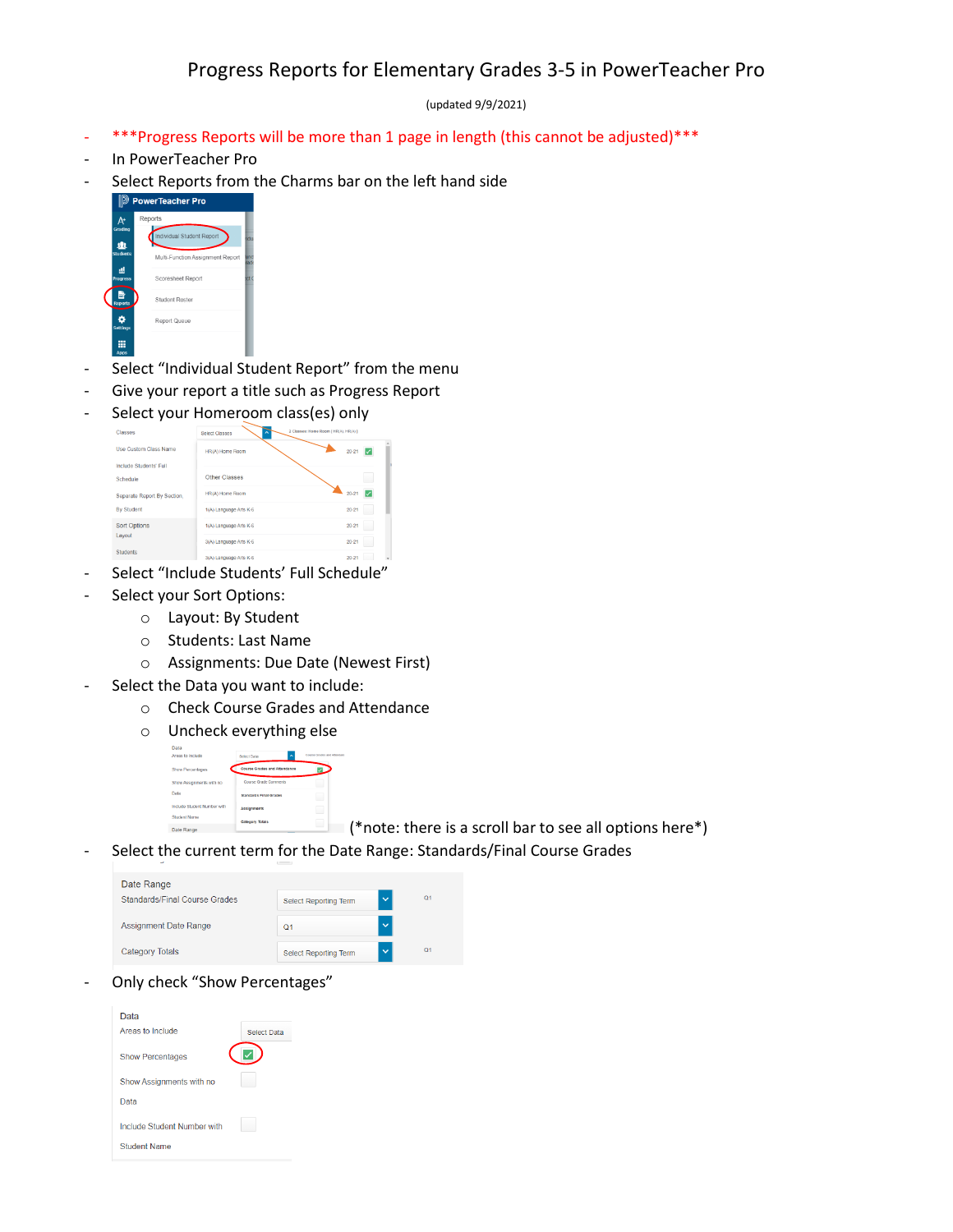# Progress Reports for Elementary Grades 3-5 in PowerTeacher Pro

(updated 9/9/2021)

- ***Progress Reports will be more than 1 page in length (this cannot be adjusted)***
- In PowerTeacher Pro
- Select Reports from the Charms bar on the left hand side
- Select "Individual Student Report" from the menu
- Give your report a title such as Progress Report
- Select your Homeroom class(es) only
- Select "Include Students' Full Schedule"
- Select your Sort Options:
  - Layout: By Student
  - Students: Last Name
  - Assignments: Due Date (Newest First)
- Select the Data you want to include:
  - Check Course Grades and Attendance
  - Uncheck everything else

(*note: there is a scroll bar to see all options here*)

- Select the current term for the Date Range: Standards/Final Course Grades
- Only check "Show Percentages"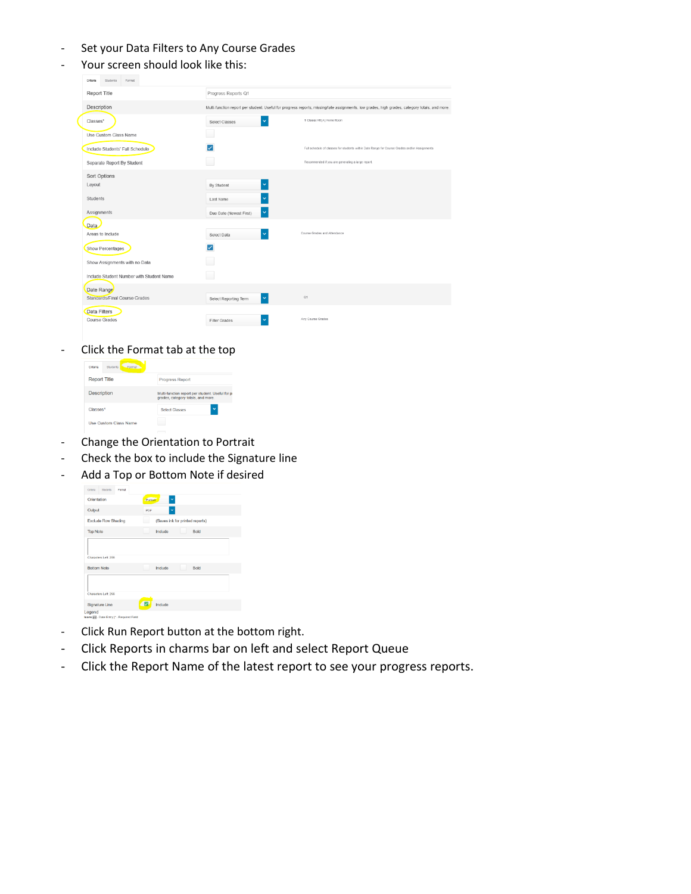- Set your Data Filters to Any Course Grades
- Your screen should look like this:
- Click the Format tab at the top
- Change the Orientation to Portrait
- Check the box to include the Signature line
- Add a Top or Bottom Note if desired
- Click Run Report button at the bottom right.
- Click Reports in charms bar on left and select Report Queue
- Click the Report Name of the latest report to see your progress reports.